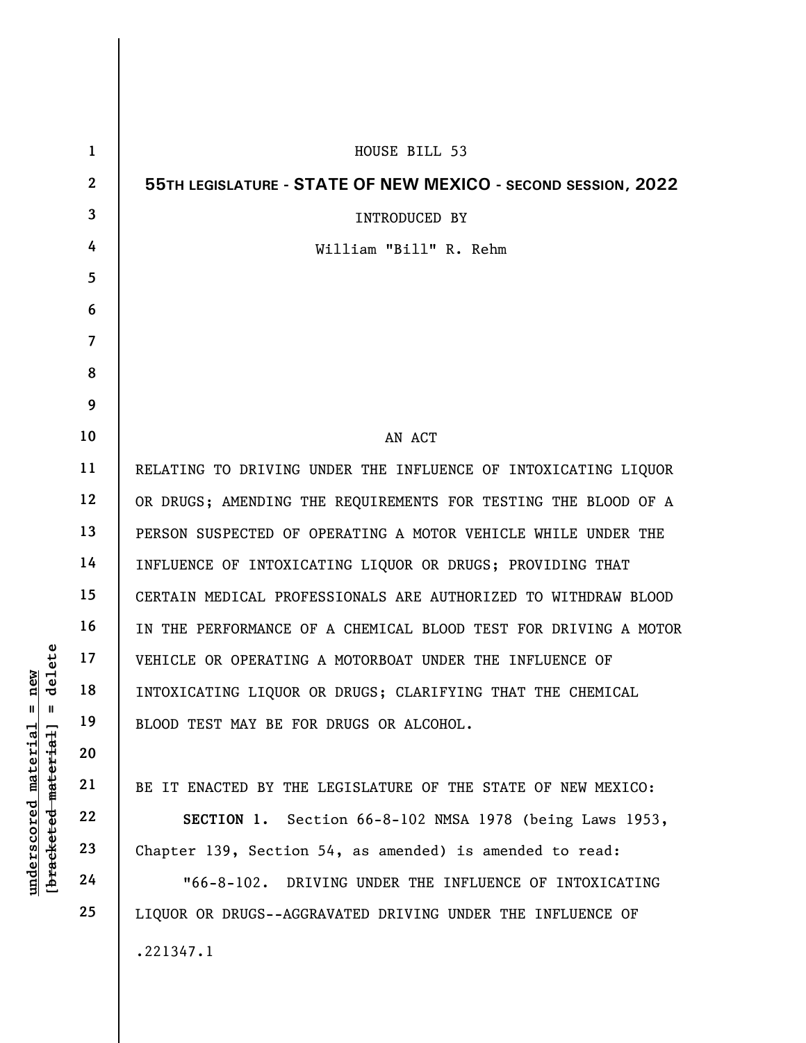HOUSE BILL 53

**55TH LEGISLATURE - STATE OF NEW MEXICO - SECOND SESSION, 2022**

INTRODUCED BY

William "Bill" R. Rehm

AN ACT

RELATING TO DRIVING UNDER THE INFLUENCE OF INTOXICATING LIQUOR OR DRUGS; AMENDING THE REQUIREMENTS FOR TESTING THE BLOOD OF A PERSON SUSPECTED OF OPERATING A MOTOR VEHICLE WHILE UNDER THE INFLUENCE OF INTOXICATING LIQUOR OR DRUGS; PROVIDING THAT CERTAIN MEDICAL PROFESSIONALS ARE AUTHORIZED TO WITHDRAW BLOOD IN THE PERFORMANCE OF A CHEMICAL BLOOD TEST FOR DRIVING A MOTOR VEHICLE OR OPERATING A MOTORBOAT UNDER THE INFLUENCE OF INTOXICATING LIQUOR OR DRUGS; CLARIFYING THAT THE CHEMICAL BLOOD TEST MAY BE FOR DRUGS OR ALCOHOL.

BE IT ENACTED BY THE LEGISLATURE OF THE STATE OF NEW MEXICO:

**SECTION 1.** Section 66-8-102 NMSA 1978 (being Laws 1953, Chapter 139, Section 54, as amended) is amended to read:

"66-8-102. DRIVING UNDER THE INFLUENCE OF INTOXICATING LIQUOR OR DRUGS--AGGRAVATED DRIVING UNDER THE INFLUENCE OF

.221347.1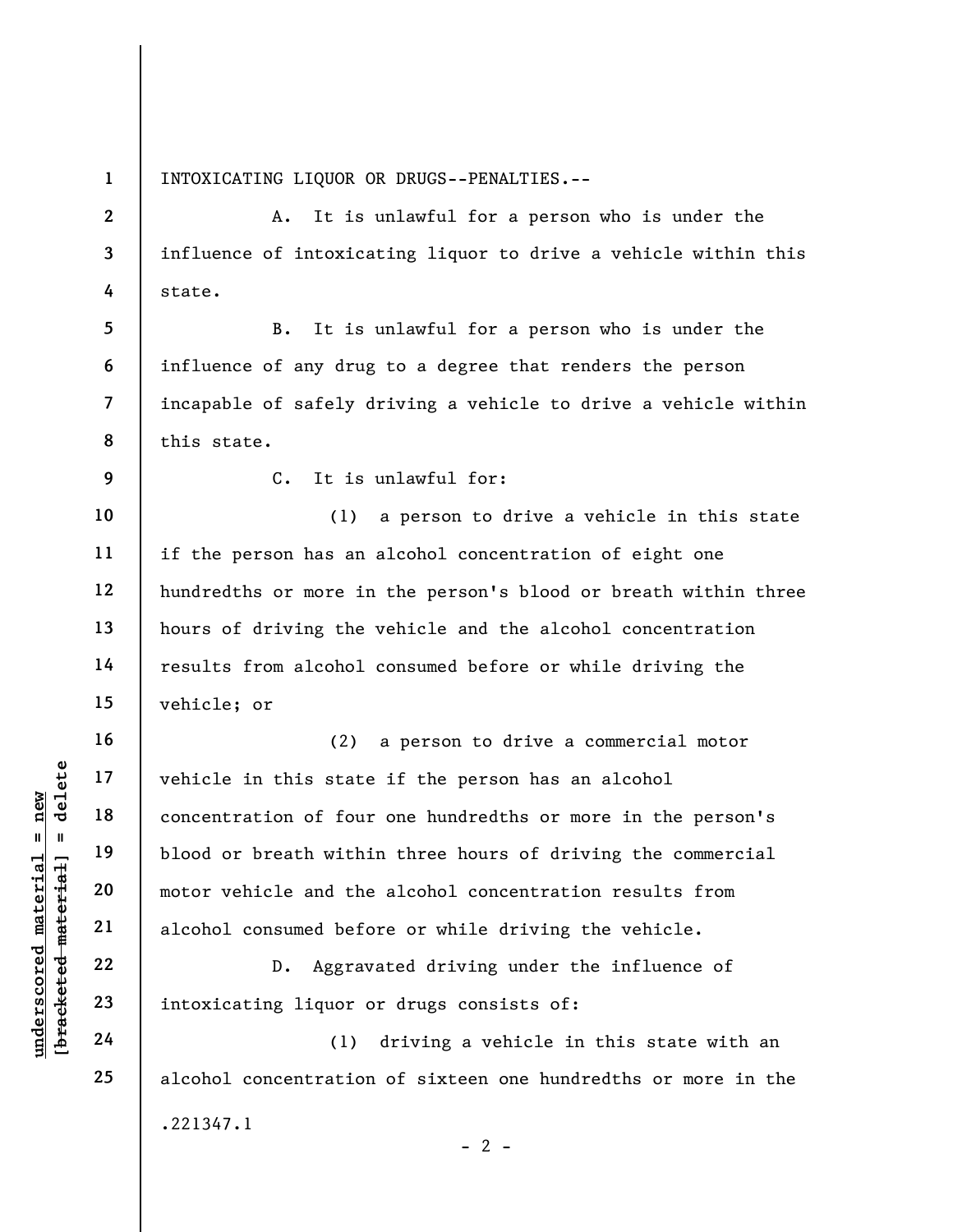INTOXICATING LIQUOR OR DRUGS--PENALTIES.--

A. It is unlawful for a person who is under the influence of intoxicating liquor to drive a vehicle within this state.

B. It is unlawful for a person who is under the influence of any drug to a degree that renders the person incapable of safely driving a vehicle to drive a vehicle within this state.

C. It is unlawful for:

(1) a person to drive a vehicle in this state if the person has an alcohol concentration of eight one hundredths or more in the person's blood or breath within three hours of driving the vehicle and the alcohol concentration results from alcohol consumed before or while driving the vehicle; or

(2) a person to drive a commercial motor vehicle in this state if the person has an alcohol concentration of four one hundredths or more in the person's blood or breath within three hours of driving the commercial motor vehicle and the alcohol concentration results from alcohol consumed before or while driving the vehicle.

D. Aggravated driving under the influence of intoxicating liquor or drugs consists of:

(1) driving a vehicle in this state with an alcohol concentration of sixteen one hundredths or more in the

.221347.1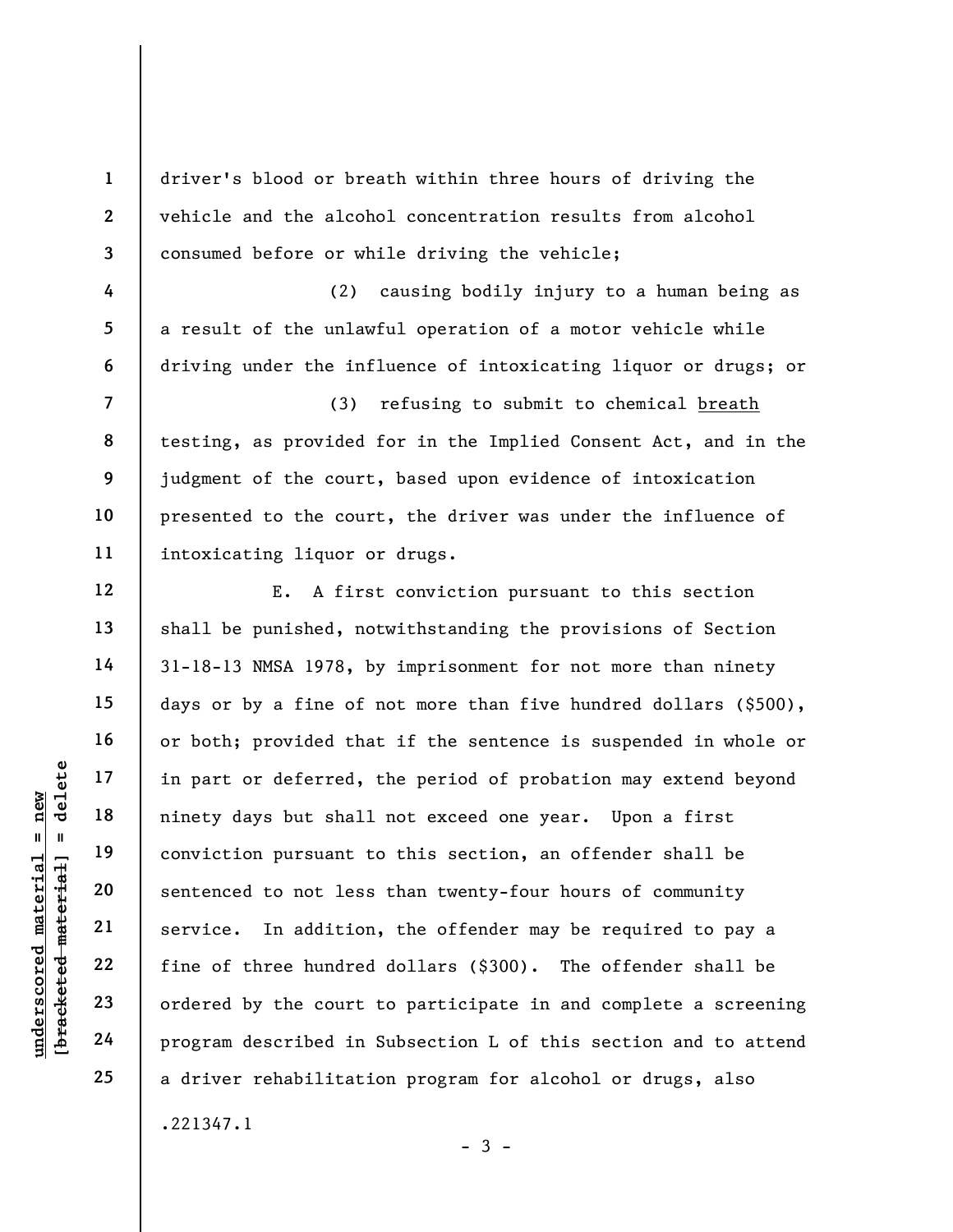driver's blood or breath within three hours of driving the vehicle and the alcohol concentration results from alcohol consumed before or while driving the vehicle;

(2) causing bodily injury to a human being as a result of the unlawful operation of a motor vehicle while driving under the influence of intoxicating liquor or drugs; or

(3) refusing to submit to chemical <u>breath</u> testing, as provided for in the Implied Consent Act, and in the judgment of the court, based upon evidence of intoxication presented to the court, the driver was under the influence of intoxicating liquor or drugs.

E. A first conviction pursuant to this section shall be punished, notwithstanding the provisions of Section 31-18-13 NMSA 1978, by imprisonment for not more than ninety days or by a fine of not more than five hundred dollars ($500), or both; provided that if the sentence is suspended in whole or in part or deferred, the period of probation may extend beyond ninety days but shall not exceed one year. Upon a first conviction pursuant to this section, an offender shall be sentenced to not less than twenty-four hours of community service. In addition, the offender may be required to pay a fine of three hundred dollars ($300). The offender shall be ordered by the court to participate in and complete a screening program described in Subsection L of this section and to attend a driver rehabilitation program for alcohol or drugs, also

.221347.1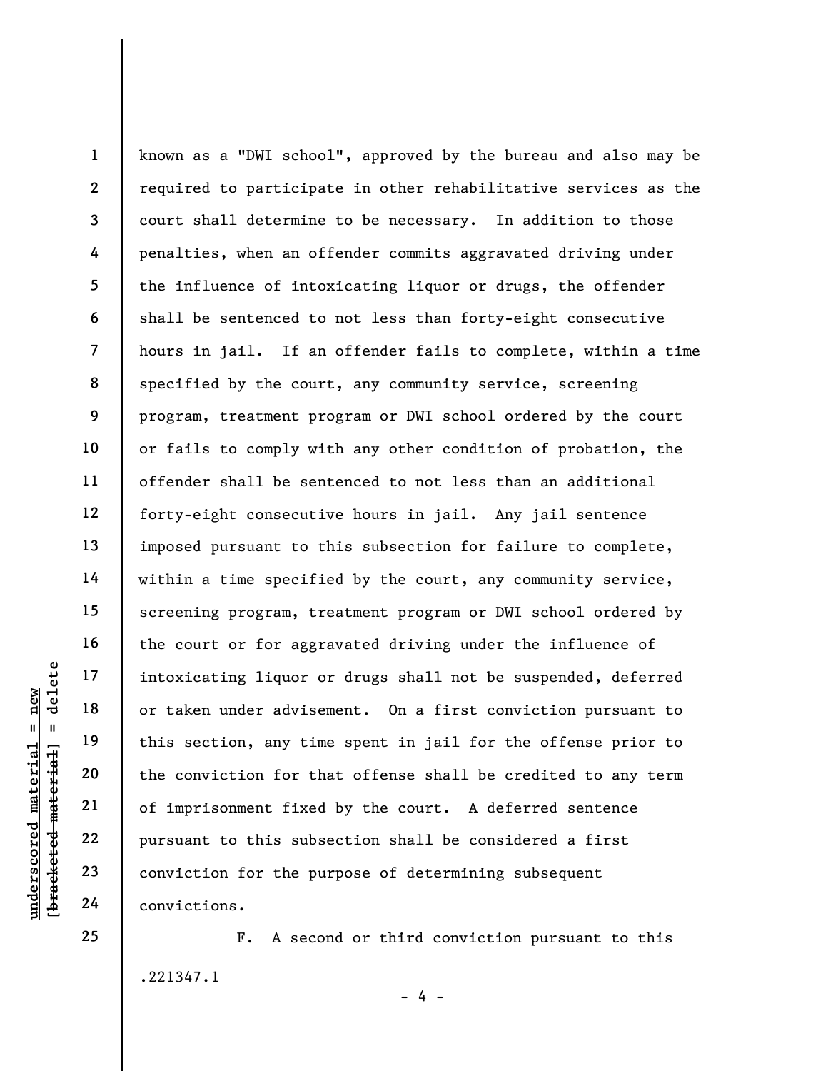known as a "DWI school", approved by the bureau and also may be required to participate in other rehabilitative services as the court shall determine to be necessary. In addition to those penalties, when an offender commits aggravated driving under the influence of intoxicating liquor or drugs, the offender shall be sentenced to not less than forty-eight consecutive hours in jail. If an offender fails to complete, within a time specified by the court, any community service, screening program, treatment program or DWI school ordered by the court or fails to comply with any other condition of probation, the offender shall be sentenced to not less than an additional forty-eight consecutive hours in jail. Any jail sentence imposed pursuant to this subsection for failure to complete, within a time specified by the court, any community service, screening program, treatment program or DWI school ordered by the court or for aggravated driving under the influence of intoxicating liquor or drugs shall not be suspended, deferred or taken under advisement. On a first conviction pursuant to this section, any time spent in jail for the offense prior to the conviction for that offense shall be credited to any term of imprisonment fixed by the court. A deferred sentence pursuant to this subsection shall be considered a first conviction for the purpose of determining subsequent convictions.

F. A second or third conviction pursuant to this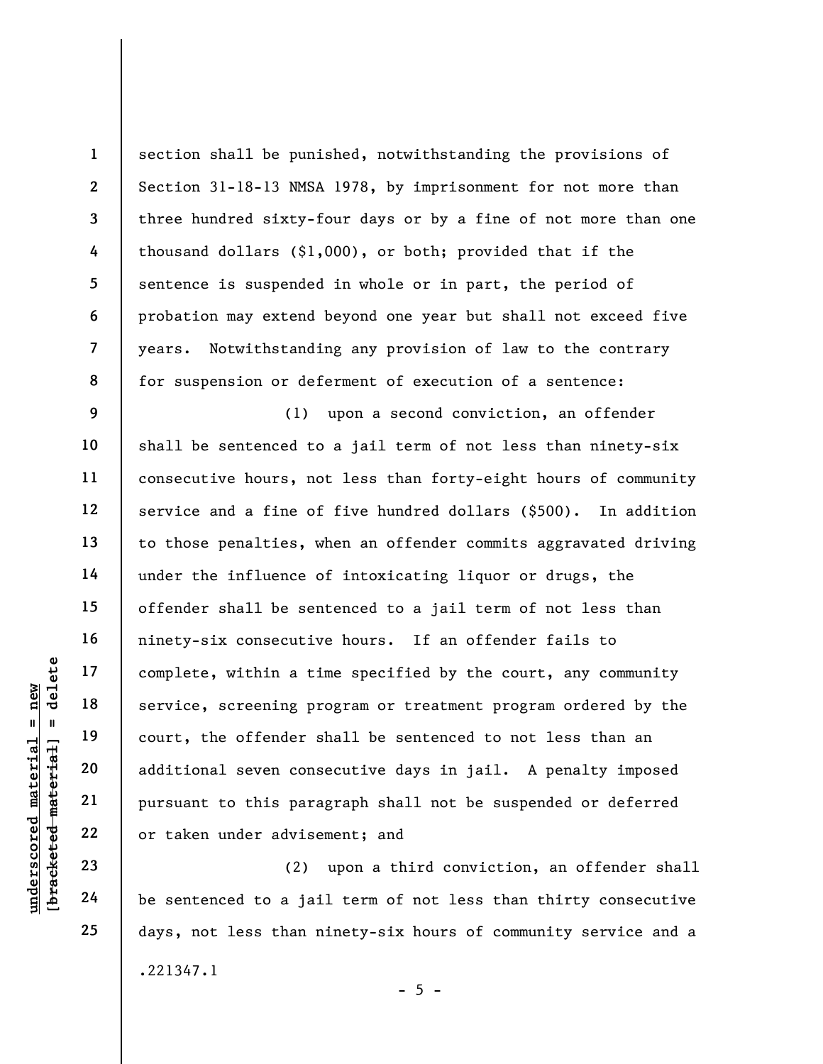section shall be punished, notwithstanding the provisions of Section 31-18-13 NMSA 1978, by imprisonment for not more than three hundred sixty-four days or by a fine of not more than one thousand dollars ($1,000), or both; provided that if the sentence is suspended in whole or in part, the period of probation may extend beyond one year but shall not exceed five years. Notwithstanding any provision of law to the contrary for suspension or deferment of execution of a sentence:

(1) upon a second conviction, an offender shall be sentenced to a jail term of not less than ninety-six consecutive hours, not less than forty-eight hours of community service and a fine of five hundred dollars ($500). In addition to those penalties, when an offender commits aggravated driving under the influence of intoxicating liquor or drugs, the offender shall be sentenced to a jail term of not less than ninety-six consecutive hours. If an offender fails to complete, within a time specified by the court, any community service, screening program or treatment program ordered by the court, the offender shall be sentenced to not less than an additional seven consecutive days in jail. A penalty imposed pursuant to this paragraph shall not be suspended or deferred or taken under advisement; and

(2) upon a third conviction, an offender shall be sentenced to a jail term of not less than thirty consecutive days, not less than ninety-six hours of community service and a

.221347.1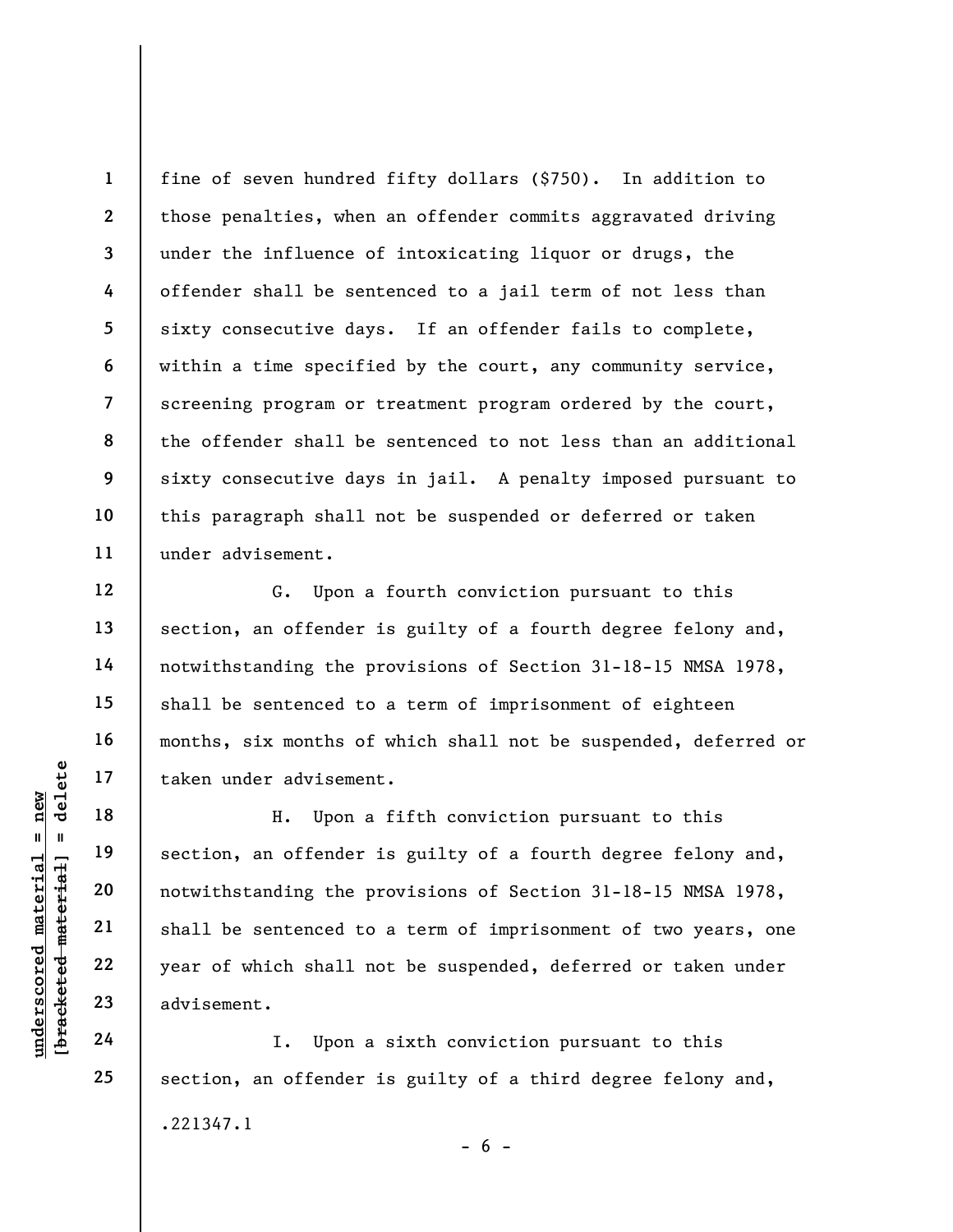fine of seven hundred fifty dollars ($750). In addition to those penalties, when an offender commits aggravated driving under the influence of intoxicating liquor or drugs, the offender shall be sentenced to a jail term of not less than sixty consecutive days. If an offender fails to complete, within a time specified by the court, any community service, screening program or treatment program ordered by the court, the offender shall be sentenced to not less than an additional sixty consecutive days in jail. A penalty imposed pursuant to this paragraph shall not be suspended or deferred or taken under advisement.

G. Upon a fourth conviction pursuant to this section, an offender is guilty of a fourth degree felony and, notwithstanding the provisions of Section 31-18-15 NMSA 1978, shall be sentenced to a term of imprisonment of eighteen months, six months of which shall not be suspended, deferred or taken under advisement.

H. Upon a fifth conviction pursuant to this section, an offender is guilty of a fourth degree felony and, notwithstanding the provisions of Section 31-18-15 NMSA 1978, shall be sentenced to a term of imprisonment of two years, one year of which shall not be suspended, deferred or taken under advisement.

I. Upon a sixth conviction pursuant to this section, an offender is guilty of a third degree felony and,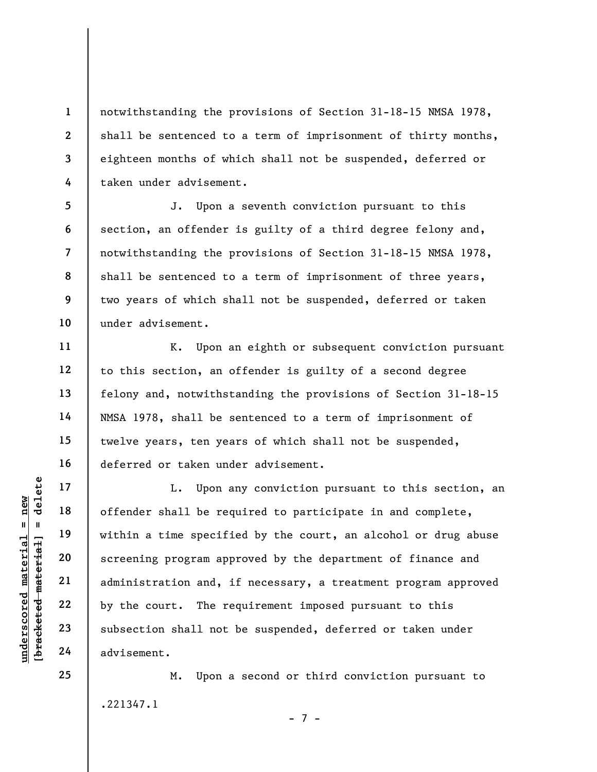notwithstanding the provisions of Section 31-18-15 NMSA 1978, shall be sentenced to a term of imprisonment of thirty months, eighteen months of which shall not be suspended, deferred or taken under advisement.

J. Upon a seventh conviction pursuant to this section, an offender is guilty of a third degree felony and, notwithstanding the provisions of Section 31-18-15 NMSA 1978, shall be sentenced to a term of imprisonment of three years, two years of which shall not be suspended, deferred or taken under advisement.

K. Upon an eighth or subsequent conviction pursuant to this section, an offender is guilty of a second degree felony and, notwithstanding the provisions of Section 31-18-15 NMSA 1978, shall be sentenced to a term of imprisonment of twelve years, ten years of which shall not be suspended, deferred or taken under advisement.

L. Upon any conviction pursuant to this section, an offender shall be required to participate in and complete, within a time specified by the court, an alcohol or drug abuse screening program approved by the department of finance and administration and, if necessary, a treatment program approved by the court. The requirement imposed pursuant to this subsection shall not be suspended, deferred or taken under advisement.

M. Upon a second or third conviction pursuant to

.221347.1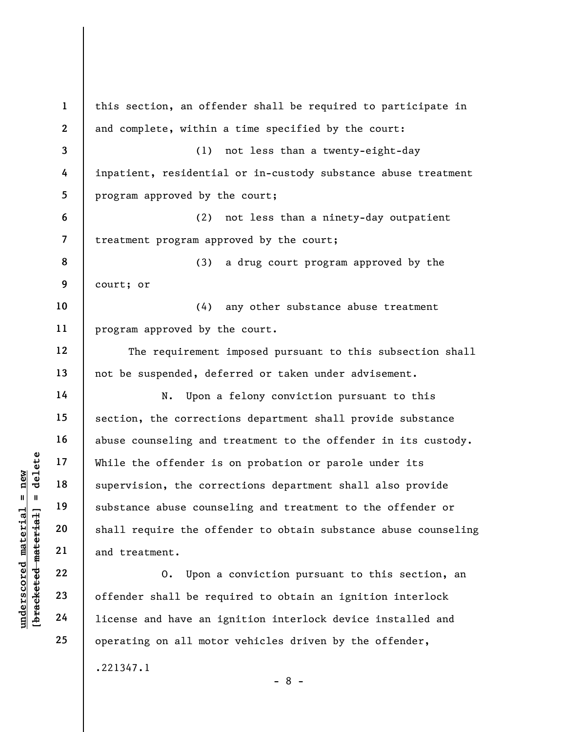this section, an offender shall be required to participate in and complete, within a time specified by the court:

(1) not less than a twenty-eight-day inpatient, residential or in-custody substance abuse treatment program approved by the court;

(2) not less than a ninety-day outpatient treatment program approved by the court;

(3) a drug court program approved by the court; or

(4) any other substance abuse treatment program approved by the court.

The requirement imposed pursuant to this subsection shall not be suspended, deferred or taken under advisement.

N. Upon a felony conviction pursuant to this section, the corrections department shall provide substance abuse counseling and treatment to the offender in its custody. While the offender is on probation or parole under its supervision, the corrections department shall also provide substance abuse counseling and treatment to the offender or shall require the offender to obtain substance abuse counseling and treatment.

O. Upon a conviction pursuant to this section, an offender shall be required to obtain an ignition interlock license and have an ignition interlock device installed and operating on all motor vehicles driven by the offender,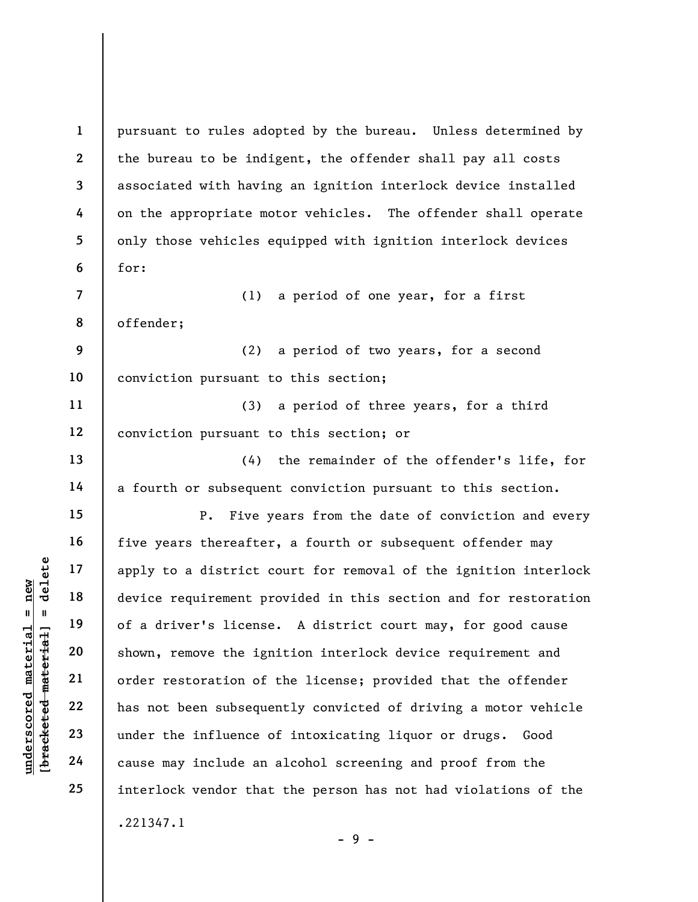pursuant to rules adopted by the bureau. Unless determined by the bureau to be indigent, the offender shall pay all costs associated with having an ignition interlock device installed on the appropriate motor vehicles. The offender shall operate only those vehicles equipped with ignition interlock devices for:

(1) a period of one year, for a first offender;

(2) a period of two years, for a second conviction pursuant to this section;

(3) a period of three years, for a third conviction pursuant to this section; or

(4) the remainder of the offender's life, for a fourth or subsequent conviction pursuant to this section.

P. Five years from the date of conviction and every five years thereafter, a fourth or subsequent offender may apply to a district court for removal of the ignition interlock device requirement provided in this section and for restoration of a driver's license. A district court may, for good cause shown, remove the ignition interlock device requirement and order restoration of the license; provided that the offender has not been subsequently convicted of driving a motor vehicle under the influence of intoxicating liquor or drugs. Good cause may include an alcohol screening and proof from the interlock vendor that the person has not had violations of the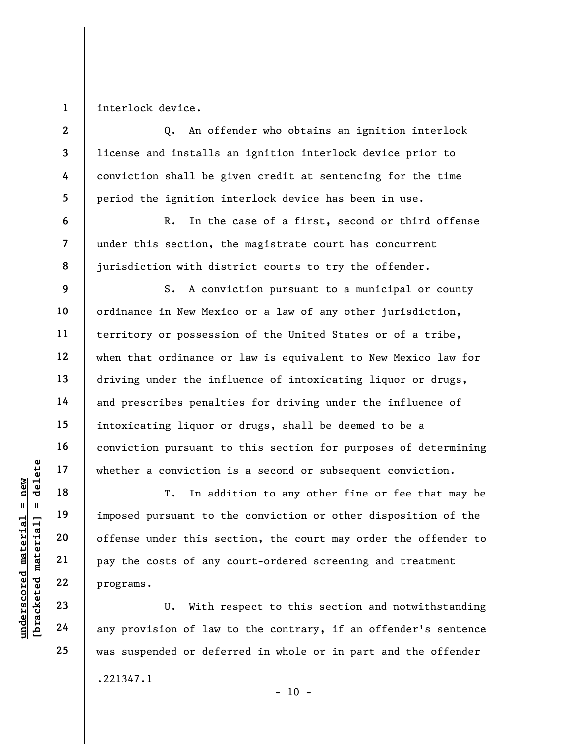interlock device.

Q. An offender who obtains an ignition interlock license and installs an ignition interlock device prior to conviction shall be given credit at sentencing for the time period the ignition interlock device has been in use.

R. In the case of a first, second or third offense under this section, the magistrate court has concurrent jurisdiction with district courts to try the offender.

S. A conviction pursuant to a municipal or county ordinance in New Mexico or a law of any other jurisdiction, territory or possession of the United States or of a tribe, when that ordinance or law is equivalent to New Mexico law for driving under the influence of intoxicating liquor or drugs, and prescribes penalties for driving under the influence of intoxicating liquor or drugs, shall be deemed to be a conviction pursuant to this section for purposes of determining whether a conviction is a second or subsequent conviction.

T. In addition to any other fine or fee that may be imposed pursuant to the conviction or other disposition of the offense under this section, the court may order the offender to pay the costs of any court-ordered screening and treatment programs.

U. With respect to this section and notwithstanding any provision of law to the contrary, if an offender's sentence was suspended or deferred in whole or in part and the offender

.221347.1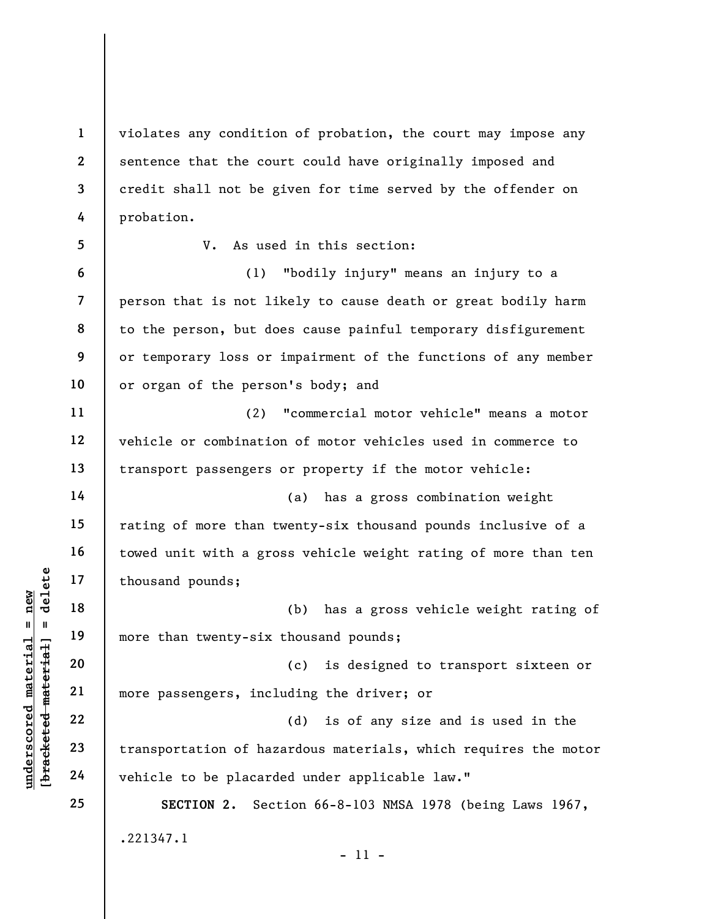violates any condition of probation, the court may impose any sentence that the court could have originally imposed and credit shall not be given for time served by the offender on probation.

V. As used in this section:

(1) "bodily injury" means an injury to a person that is not likely to cause death or great bodily harm to the person, but does cause painful temporary disfigurement or temporary loss or impairment of the functions of any member or organ of the person's body; and

(2) "commercial motor vehicle" means a motor vehicle or combination of motor vehicles used in commerce to transport passengers or property if the motor vehicle:

(a) has a gross combination weight rating of more than twenty-six thousand pounds inclusive of a towed unit with a gross vehicle weight rating of more than ten thousand pounds;

(b) has a gross vehicle weight rating of more than twenty-six thousand pounds;

(c) is designed to transport sixteen or more passengers, including the driver; or

(d) is of any size and is used in the transportation of hazardous materials, which requires the motor vehicle to be placarded under applicable law."

**SECTION 2.** Section 66-8-103 NMSA 1978 (being Laws 1967,

.221347.1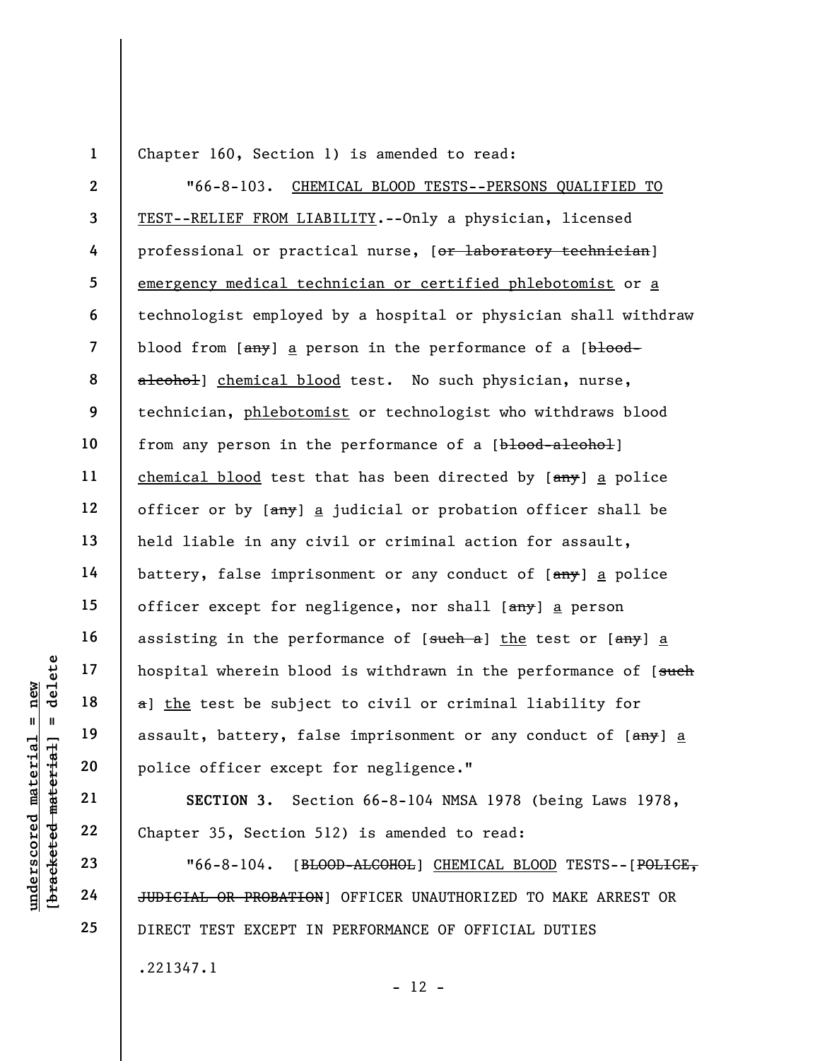Chapter 160, Section 1) is amended to read:

"66-8-103. CHEMICAL BLOOD TESTS--PERSONS QUALIFIED TO TEST--RELIEF FROM LIABILITY.--Only a physician, licensed professional or practical nurse, [~~or laboratory technician~~] emergency medical technician or certified phlebotomist or a technologist employed by a hospital or physician shall withdraw blood from [~~any~~] a person in the performance of a [~~blood-alcohol~~] chemical blood test. No such physician, nurse, technician, phlebotomist or technologist who withdraws blood from any person in the performance of a [~~blood-alcohol~~] chemical blood test that has been directed by [~~any~~] a police officer or by [~~any~~] a judicial or probation officer shall be held liable in any civil or criminal action for assault, battery, false imprisonment or any conduct of [~~any~~] a police officer except for negligence, nor shall [~~any~~] a person assisting in the performance of [~~such a~~] the test or [~~any~~] a hospital wherein blood is withdrawn in the performance of [~~such a~~] the test be subject to civil or criminal liability for assault, battery, false imprisonment or any conduct of [~~any~~] a police officer except for negligence."

**SECTION 3.** Section 66-8-104 NMSA 1978 (being Laws 1978, Chapter 35, Section 512) is amended to read:

"66-8-104. [~~BLOOD-ALCOHOL~~] CHEMICAL BLOOD TESTS--[~~POLICE, JUDICIAL OR PROBATION~~] OFFICER UNAUTHORIZED TO MAKE ARREST OR DIRECT TEST EXCEPT IN PERFORMANCE OF OFFICIAL DUTIES

.221347.1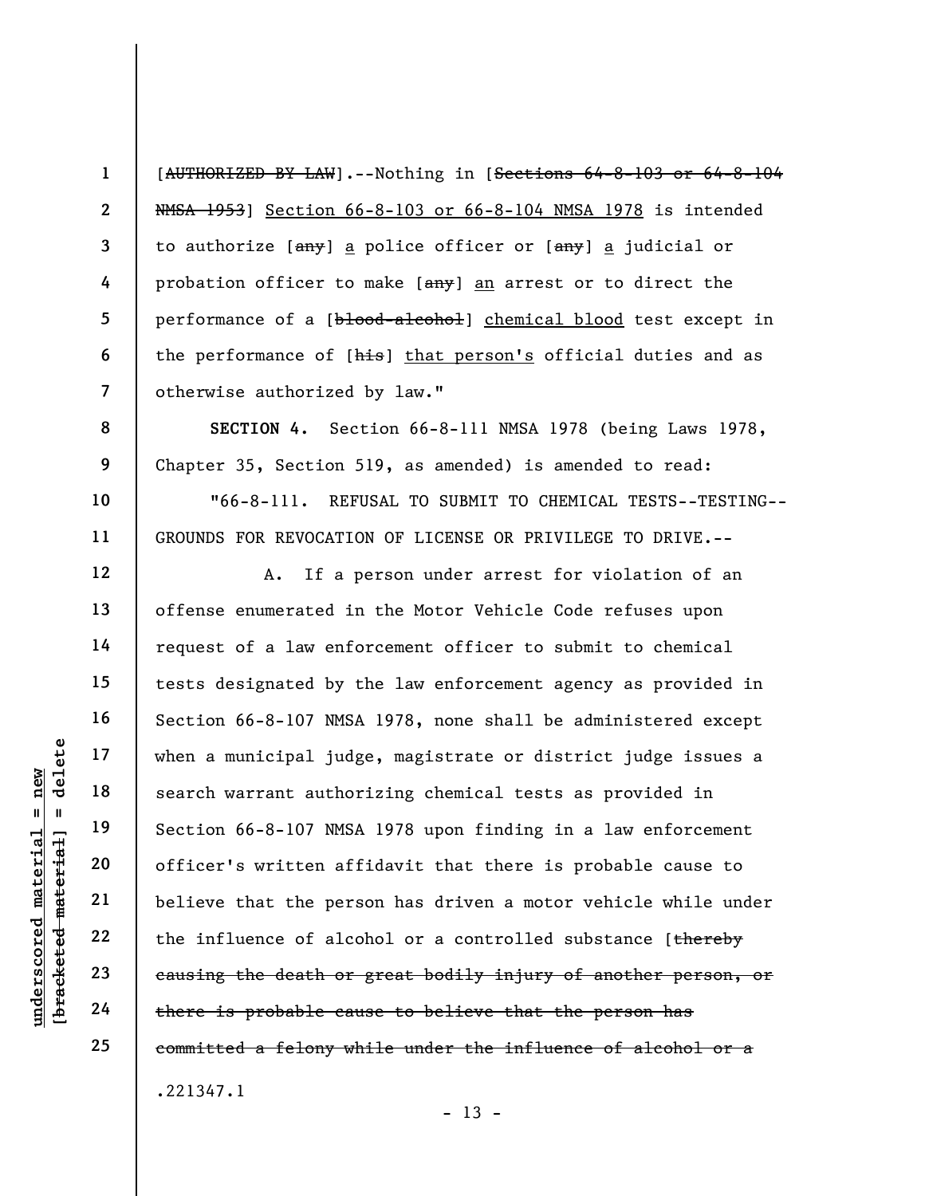[~~AUTHORIZED BY LAW~~].--Nothing in [~~Sections 64-8-103 or 64-8-104 NMSA 1953~~] <u>Section 66-8-103 or 66-8-104 NMSA 1978</u> is intended to authorize [~~any~~] <u>a</u> police officer or [~~any~~] <u>a</u> judicial or probation officer to make [~~any~~] <u>an</u> arrest or to direct the performance of a [~~blood-alcohol~~] <u>chemical blood</u> test except in the performance of [~~his~~] <u>that person's</u> official duties and as otherwise authorized by law."

**SECTION 4.** Section 66-8-111 NMSA 1978 (being Laws 1978, Chapter 35, Section 519, as amended) is amended to read:

"66-8-111. REFUSAL TO SUBMIT TO CHEMICAL TESTS--TESTING--GROUNDS FOR REVOCATION OF LICENSE OR PRIVILEGE TO DRIVE.--

A. If a person under arrest for violation of an offense enumerated in the Motor Vehicle Code refuses upon request of a law enforcement officer to submit to chemical tests designated by the law enforcement agency as provided in Section 66-8-107 NMSA 1978, none shall be administered except when a municipal judge, magistrate or district judge issues a search warrant authorizing chemical tests as provided in Section 66-8-107 NMSA 1978 upon finding in a law enforcement officer's written affidavit that there is probable cause to believe that the person has driven a motor vehicle while under the influence of alcohol or a controlled substance [~~thereby causing the death or great bodily injury of another person, or there is probable cause to believe that the person has committed a felony while under the influence of alcohol or a~~

.221347.1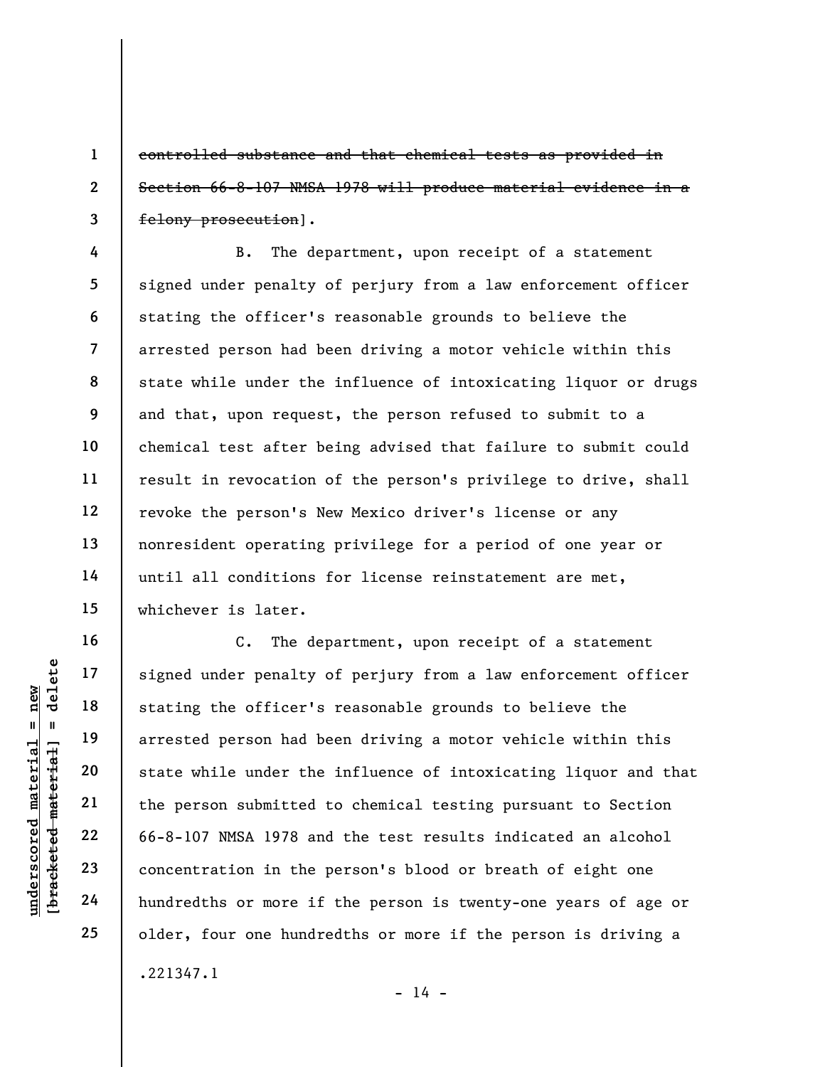~~controlled substance and that chemical tests as provided in Section 66-8-107 NMSA 1978 will produce material evidence in a felony prosecution~~].

B. The department, upon receipt of a statement signed under penalty of perjury from a law enforcement officer stating the officer's reasonable grounds to believe the arrested person had been driving a motor vehicle within this state while under the influence of intoxicating liquor or drugs and that, upon request, the person refused to submit to a chemical test after being advised that failure to submit could result in revocation of the person's privilege to drive, shall revoke the person's New Mexico driver's license or any nonresident operating privilege for a period of one year or until all conditions for license reinstatement are met, whichever is later.

C. The department, upon receipt of a statement signed under penalty of perjury from a law enforcement officer stating the officer's reasonable grounds to believe the arrested person had been driving a motor vehicle within this state while under the influence of intoxicating liquor and that the person submitted to chemical testing pursuant to Section 66-8-107 NMSA 1978 and the test results indicated an alcohol concentration in the person's blood or breath of eight one hundredths or more if the person is twenty-one years of age or older, four one hundredths or more if the person is driving a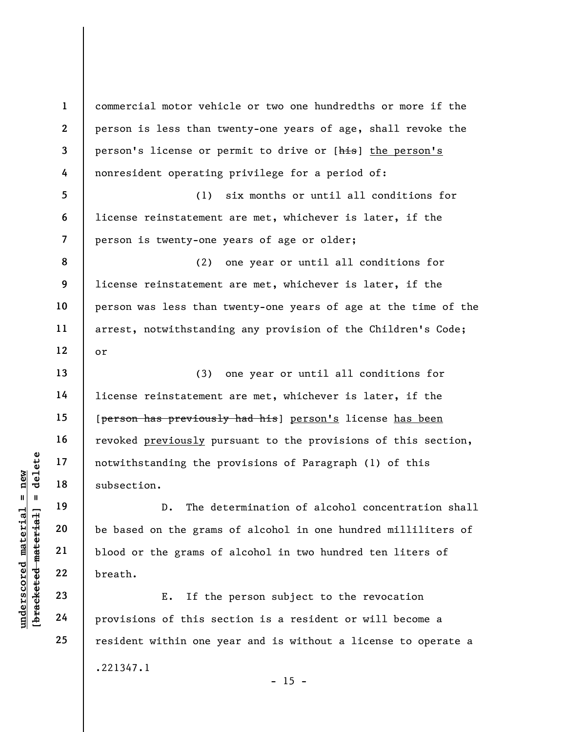commercial motor vehicle or two one hundredths or more if the person is less than twenty-one years of age, shall revoke the person's license or permit to drive or [~~his~~] <u>the person's</u> nonresident operating privilege for a period of:

(1) six months or until all conditions for license reinstatement are met, whichever is later, if the person is twenty-one years of age or older;

(2) one year or until all conditions for license reinstatement are met, whichever is later, if the person was less than twenty-one years of age at the time of the arrest, notwithstanding any provision of the Children's Code; or

(3) one year or until all conditions for license reinstatement are met, whichever is later, if the [~~person has previously had his~~] <u>person's</u> license <u>has been</u> revoked <u>previously</u> pursuant to the provisions of this section, notwithstanding the provisions of Paragraph (1) of this subsection.

D. The determination of alcohol concentration shall be based on the grams of alcohol in one hundred milliliters of blood or the grams of alcohol in two hundred ten liters of breath.

E. If the person subject to the revocation provisions of this section is a resident or will become a resident within one year and is without a license to operate a

.221347.1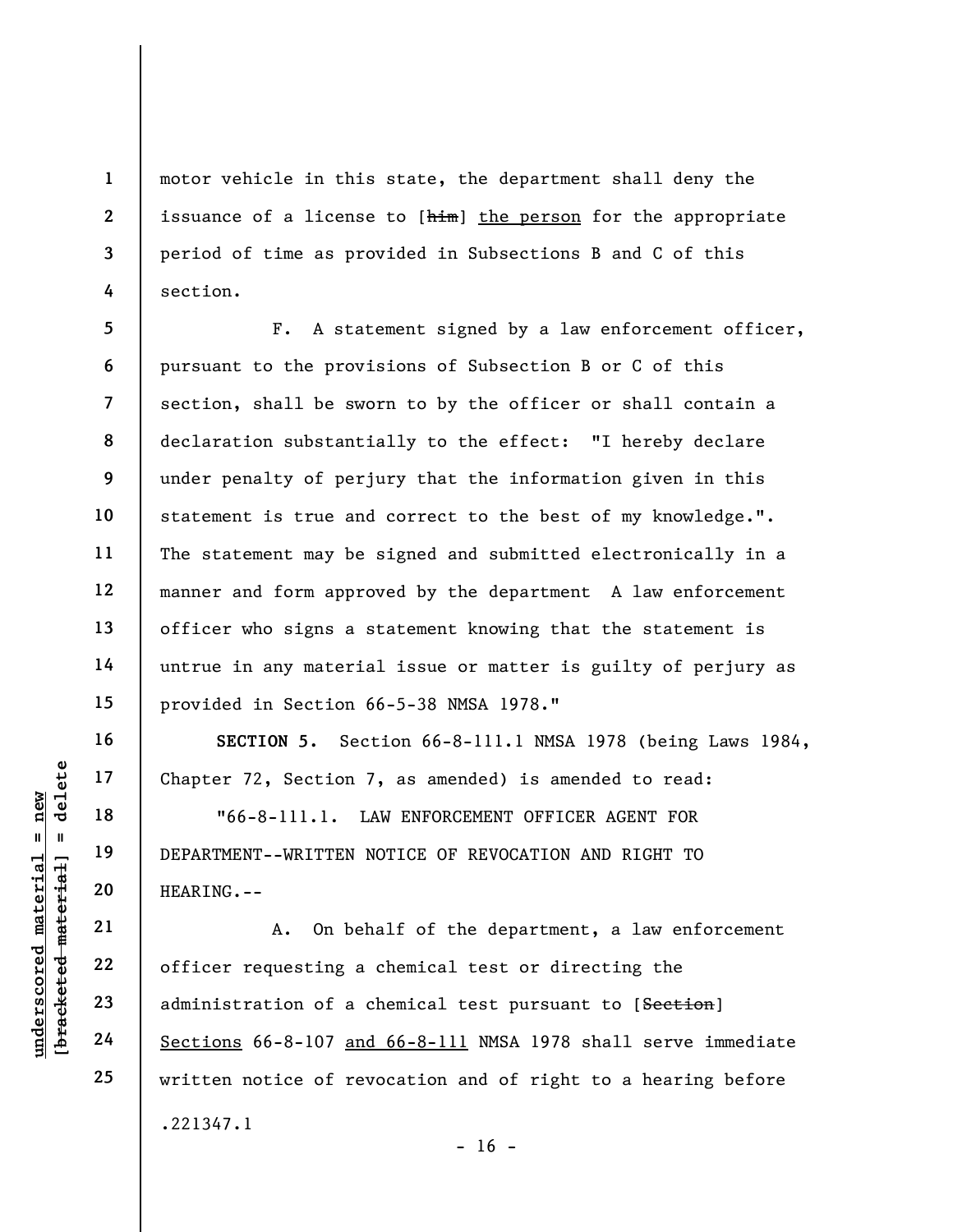motor vehicle in this state, the department shall deny the issuance of a license to [~~him~~] <u>the person</u> for the appropriate period of time as provided in Subsections B and C of this section.

F. A statement signed by a law enforcement officer, pursuant to the provisions of Subsection B or C of this section, shall be sworn to by the officer or shall contain a declaration substantially to the effect: "I hereby declare under penalty of perjury that the information given in this statement is true and correct to the best of my knowledge.". The statement may be signed and submitted electronically in a manner and form approved by the department A law enforcement officer who signs a statement knowing that the statement is untrue in any material issue or matter is guilty of perjury as provided in Section 66-5-38 NMSA 1978."

**SECTION 5.** Section 66-8-111.1 NMSA 1978 (being Laws 1984, Chapter 72, Section 7, as amended) is amended to read:

"66-8-111.1. LAW ENFORCEMENT OFFICER AGENT FOR DEPARTMENT--WRITTEN NOTICE OF REVOCATION AND RIGHT TO HEARING.--

A. On behalf of the department, a law enforcement officer requesting a chemical test or directing the administration of a chemical test pursuant to [~~Section~~] <u>Sections</u> 66-8-107 <u>and 66-8-111</u> NMSA 1978 shall serve immediate written notice of revocation and of right to a hearing before

.221347.1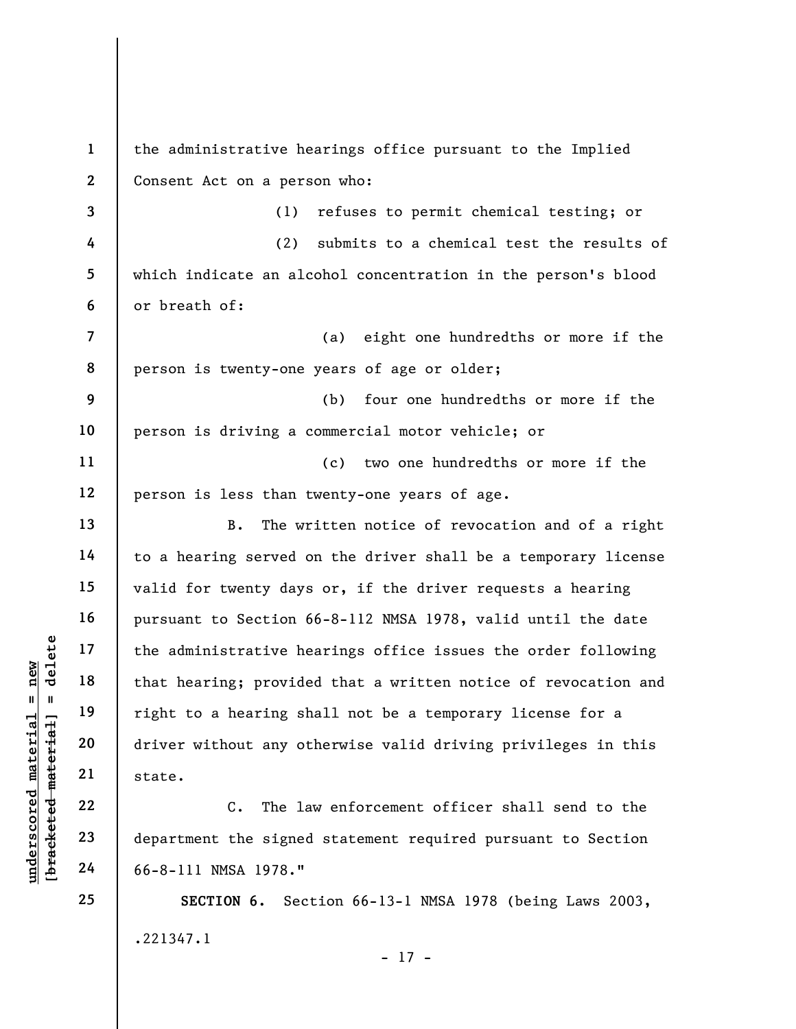the administrative hearings office pursuant to the Implied Consent Act on a person who:

(1) refuses to permit chemical testing; or

(2) submits to a chemical test the results of which indicate an alcohol concentration in the person's blood or breath of:

(a) eight one hundredths or more if the person is twenty-one years of age or older;

(b) four one hundredths or more if the person is driving a commercial motor vehicle; or

(c) two one hundredths or more if the person is less than twenty-one years of age.

B. The written notice of revocation and of a right to a hearing served on the driver shall be a temporary license valid for twenty days or, if the driver requests a hearing pursuant to Section 66-8-112 NMSA 1978, valid until the date the administrative hearings office issues the order following that hearing; provided that a written notice of revocation and right to a hearing shall not be a temporary license for a driver without any otherwise valid driving privileges in this state.

C. The law enforcement officer shall send to the department the signed statement required pursuant to Section 66-8-111 NMSA 1978."

**SECTION 6.** Section 66-13-1 NMSA 1978 (being Laws 2003,

.221347.1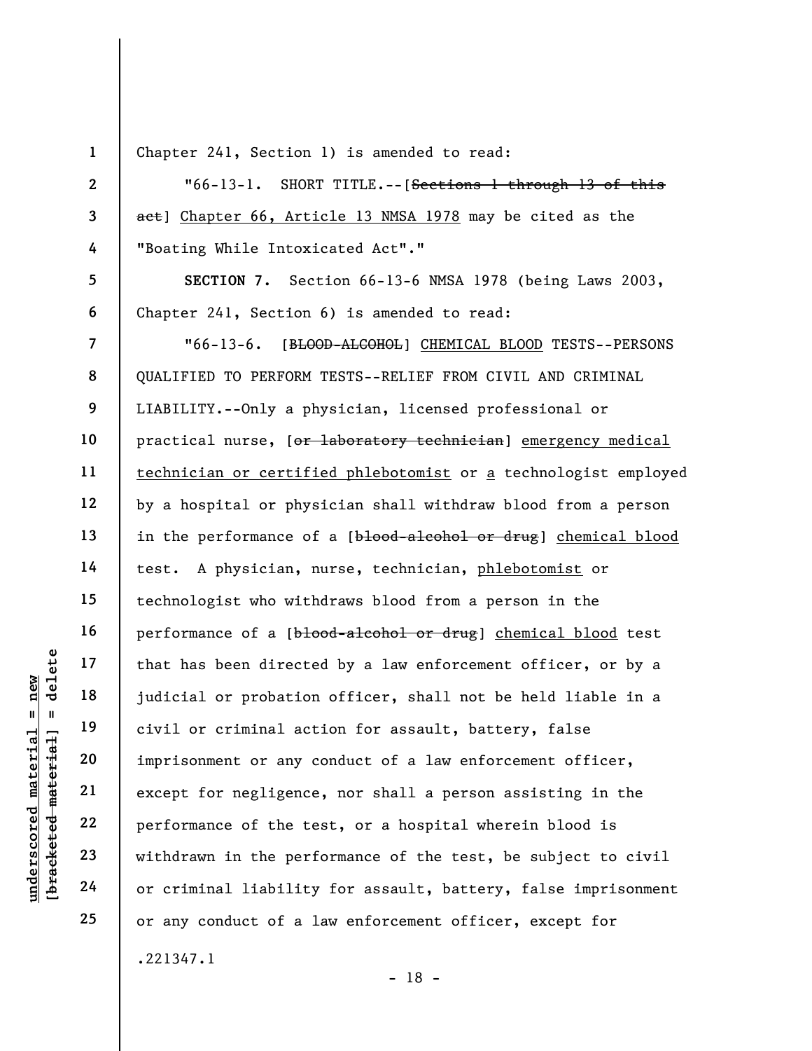Chapter 241, Section 1) is amended to read:

"66-13-1. SHORT TITLE.--[~~Sections 1 through 13 of this act~~] <u>Chapter 66, Article 13 NMSA 1978</u> may be cited as the "Boating While Intoxicated Act"."

**SECTION 7.** Section 66-13-6 NMSA 1978 (being Laws 2003, Chapter 241, Section 6) is amended to read:

"66-13-6. [~~BLOOD-ALCOHOL~~] <u>CHEMICAL BLOOD</u> TESTS--PERSONS QUALIFIED TO PERFORM TESTS--RELIEF FROM CIVIL AND CRIMINAL LIABILITY.--Only a physician, licensed professional or practical nurse, [~~or laboratory technician~~] <u>emergency medical technician or certified phlebotomist</u> or <u>a</u> technologist employed by a hospital or physician shall withdraw blood from a person in the performance of a [~~blood-alcohol or drug~~] <u>chemical blood</u> test. A physician, nurse, technician, <u>phlebotomist</u> or technologist who withdraws blood from a person in the performance of a [~~blood-alcohol or drug~~] <u>chemical blood</u> test that has been directed by a law enforcement officer, or by a judicial or probation officer, shall not be held liable in a civil or criminal action for assault, battery, false imprisonment or any conduct of a law enforcement officer, except for negligence, nor shall a person assisting in the performance of the test, or a hospital wherein blood is withdrawn in the performance of the test, be subject to civil or criminal liability for assault, battery, false imprisonment or any conduct of a law enforcement officer, except for

.221347.1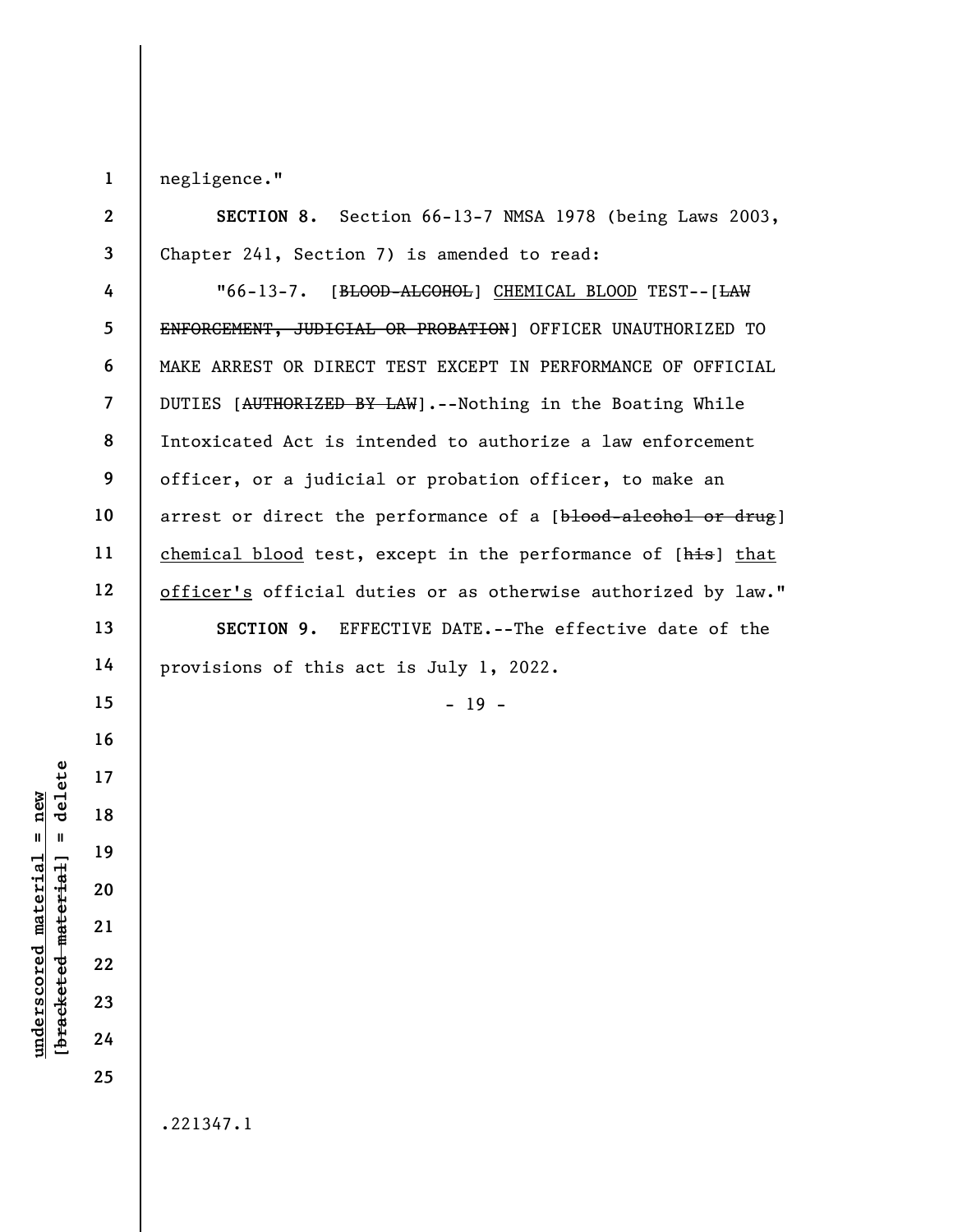negligence."

**SECTION 8.** Section 66-13-7 NMSA 1978 (being Laws 2003, Chapter 241, Section 7) is amended to read:

"66-13-7. [~~BLOOD-ALCOHOL~~] <u>CHEMICAL BLOOD</u> TEST--[~~LAW ENFORCEMENT, JUDICIAL OR PROBATION~~] OFFICER UNAUTHORIZED TO MAKE ARREST OR DIRECT TEST EXCEPT IN PERFORMANCE OF OFFICIAL DUTIES [~~AUTHORIZED BY LAW~~].--Nothing in the Boating While Intoxicated Act is intended to authorize a law enforcement officer, or a judicial or probation officer, to make an arrest or direct the performance of a [~~blood-alcohol or drug~~] <u>chemical blood</u> test, except in the performance of [~~his~~] <u>that officer's</u> official duties or as otherwise authorized by law."

**SECTION 9.** EFFECTIVE DATE.--The effective date of the provisions of this act is July 1, 2022.

.221347.1